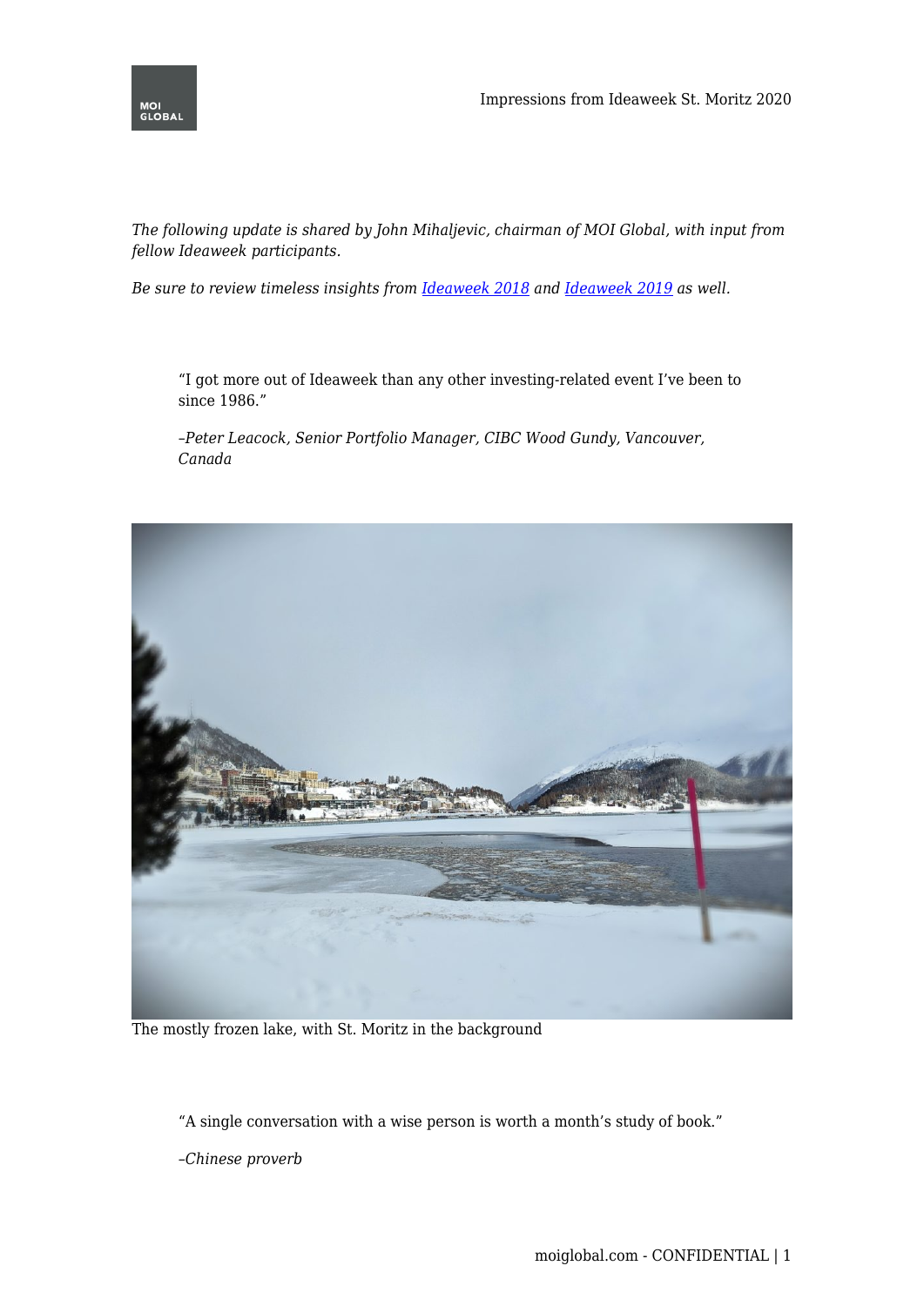*The following update is shared by John Mihaljevic, chairman of MOI Global, with input from fellow Ideaweek participants.*

*Be sure to review timeless insights from [Ideaweek 2018] and [Ideaweek 2019] as well.*

> "I got more out of Ideaweek than any other investing-related event I've been to since 1986."
>
> *–Peter Leacock, Senior Portfolio Manager, CIBC Wood Gundy, Vancouver, Canada*

The mostly frozen lake, with St. Moritz in the background

> "A single conversation with a wise person is worth a month's study of book."
>
> *–Chinese proverb*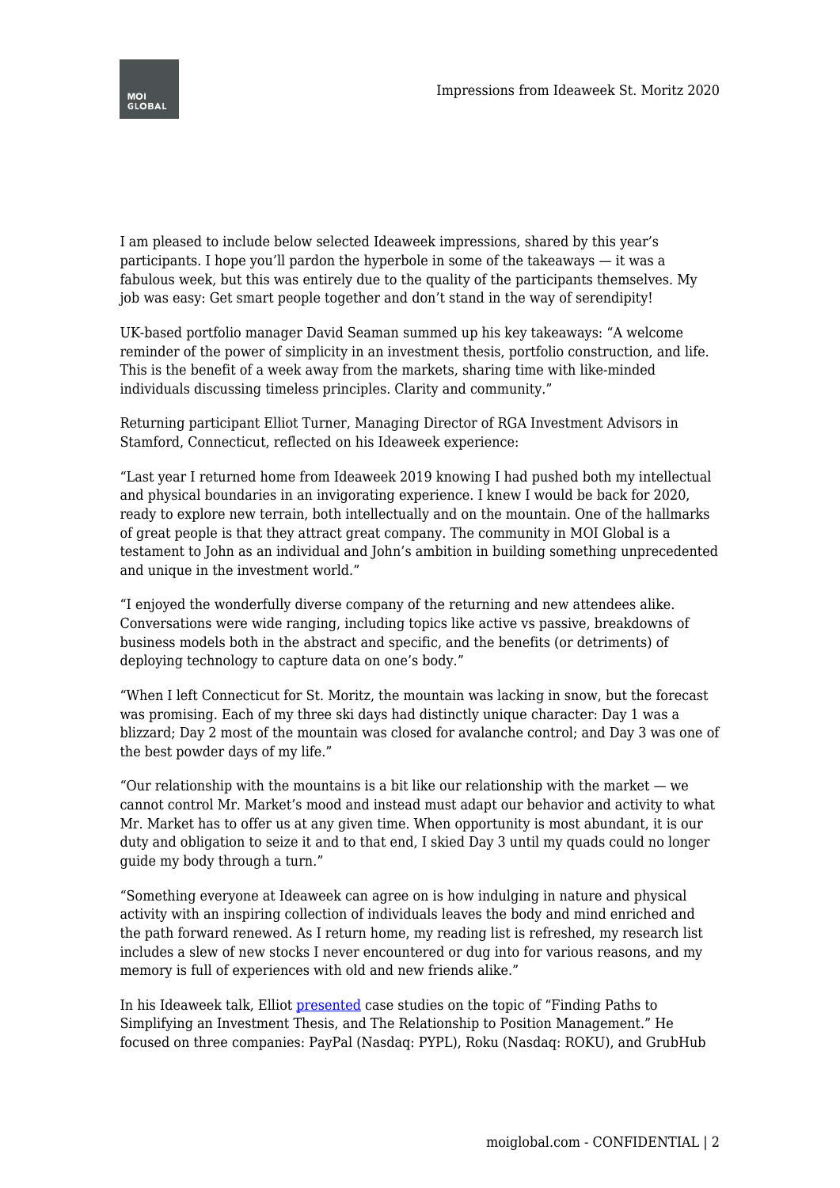I am pleased to include below selected Ideaweek impressions, shared by this year's participants. I hope you'll pardon the hyperbole in some of the takeaways — it was a fabulous week, but this was entirely due to the quality of the participants themselves. My job was easy: Get smart people together and don't stand in the way of serendipity!

UK-based portfolio manager David Seaman summed up his key takeaways: "A welcome reminder of the power of simplicity in an investment thesis, portfolio construction, and life. This is the benefit of a week away from the markets, sharing time with like-minded individuals discussing timeless principles. Clarity and community."

Returning participant Elliot Turner, Managing Director of RGA Investment Advisors in Stamford, Connecticut, reflected on his Ideaweek experience:

"Last year I returned home from Ideaweek 2019 knowing I had pushed both my intellectual and physical boundaries in an invigorating experience. I knew I would be back for 2020, ready to explore new terrain, both intellectually and on the mountain. One of the hallmarks of great people is that they attract great company. The community in MOI Global is a testament to John as an individual and John's ambition in building something unprecedented and unique in the investment world."

"I enjoyed the wonderfully diverse company of the returning and new attendees alike. Conversations were wide ranging, including topics like active vs passive, breakdowns of business models both in the abstract and specific, and the benefits (or detriments) of deploying technology to capture data on one's body."

"When I left Connecticut for St. Moritz, the mountain was lacking in snow, but the forecast was promising. Each of my three ski days had distinctly unique character: Day 1 was a blizzard; Day 2 most of the mountain was closed for avalanche control; and Day 3 was one of the best powder days of my life."

"Our relationship with the mountains is a bit like our relationship with the market — we cannot control Mr. Market's mood and instead must adapt our behavior and activity to what Mr. Market has to offer us at any given time. When opportunity is most abundant, it is our duty and obligation to seize it and to that end, I skied Day 3 until my quads could no longer guide my body through a turn."

"Something everyone at Ideaweek can agree on is how indulging in nature and physical activity with an inspiring collection of individuals leaves the body and mind enriched and the path forward renewed. As I return home, my reading list is refreshed, my research list includes a slew of new stocks I never encountered or dug into for various reasons, and my memory is full of experiences with old and new friends alike."

In his Ideaweek talk, Elliot presented case studies on the topic of "Finding Paths to Simplifying an Investment Thesis, and The Relationship to Position Management." He focused on three companies: PayPal (Nasdaq: PYPL), Roku (Nasdaq: ROKU), and GrubHub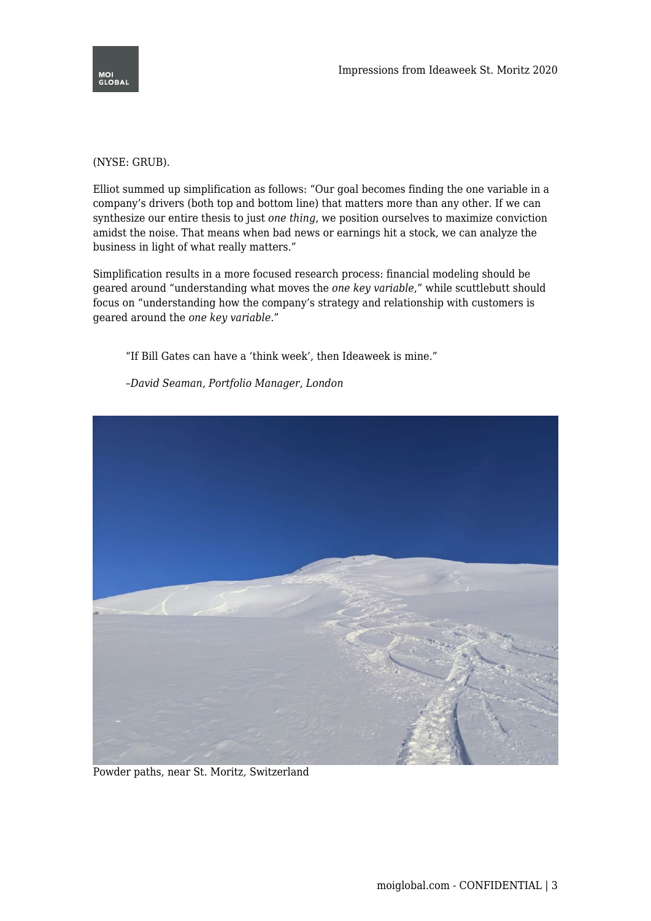(NYSE: GRUB).

Elliot summed up simplification as follows: “Our goal becomes finding the one variable in a company’s drivers (both top and bottom line) that matters more than any other. If we can synthesize our entire thesis to just *one thing*, we position ourselves to maximize conviction amidst the noise. That means when bad news or earnings hit a stock, we can analyze the business in light of what really matters.”

Simplification results in a more focused research process: financial modeling should be geared around “understanding what moves the *one key variable*,” while scuttlebutt should focus on “understanding how the company’s strategy and relationship with customers is geared around the *one key variable*.”

> “If Bill Gates can have a ‘think week’, then Ideaweek is mine.”
>
> *–David Seaman, Portfolio Manager, London*

Powder paths, near St. Moritz, Switzerland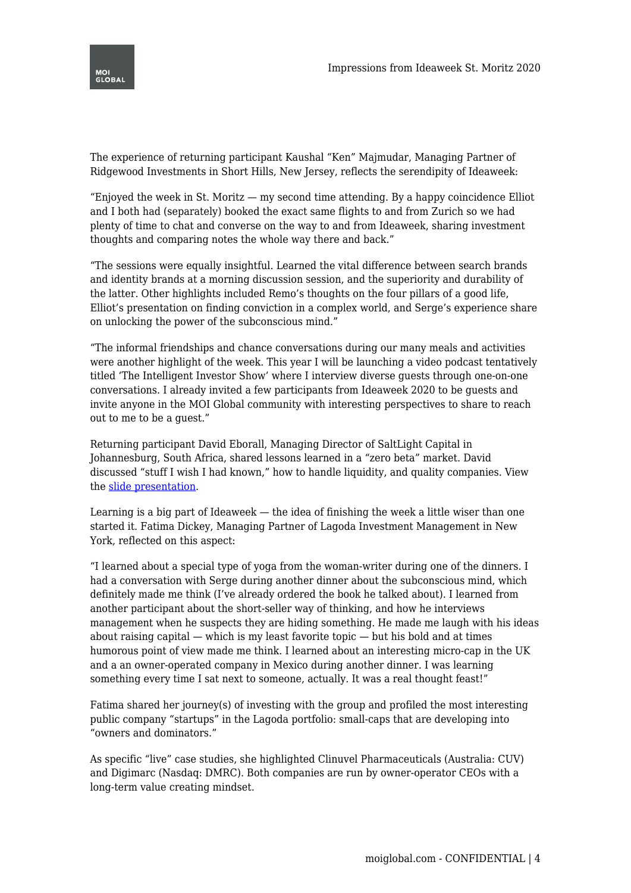The experience of returning participant Kaushal "Ken" Majmudar, Managing Partner of Ridgewood Investments in Short Hills, New Jersey, reflects the serendipity of Ideaweek:

"Enjoyed the week in St. Moritz — my second time attending. By a happy coincidence Elliot and I both had (separately) booked the exact same flights to and from Zurich so we had plenty of time to chat and converse on the way to and from Ideaweek, sharing investment thoughts and comparing notes the whole way there and back."

"The sessions were equally insightful. Learned the vital difference between search brands and identity brands at a morning discussion session, and the superiority and durability of the latter. Other highlights included Remo's thoughts on the four pillars of a good life, Elliot's presentation on finding conviction in a complex world, and Serge's experience share on unlocking the power of the subconscious mind."

"The informal friendships and chance conversations during our many meals and activities were another highlight of the week. This year I will be launching a video podcast tentatively titled 'The Intelligent Investor Show' where I interview diverse guests through one-on-one conversations. I already invited a few participants from Ideaweek 2020 to be guests and invite anyone in the MOI Global community with interesting perspectives to share to reach out to me to be a guest."

Returning participant David Eborall, Managing Director of SaltLight Capital in Johannesburg, South Africa, shared lessons learned in a "zero beta" market. David discussed "stuff I wish I had known," how to handle liquidity, and quality companies. View the slide presentation.

Learning is a big part of Ideaweek — the idea of finishing the week a little wiser than one started it. Fatima Dickey, Managing Partner of Lagoda Investment Management in New York, reflected on this aspect:

"I learned about a special type of yoga from the woman-writer during one of the dinners. I had a conversation with Serge during another dinner about the subconscious mind, which definitely made me think (I've already ordered the book he talked about). I learned from another participant about the short-seller way of thinking, and how he interviews management when he suspects they are hiding something. He made me laugh with his ideas about raising capital — which is my least favorite topic — but his bold and at times humorous point of view made me think. I learned about an interesting micro-cap in the UK and a an owner-operated company in Mexico during another dinner. I was learning something every time I sat next to someone, actually. It was a real thought feast!"

Fatima shared her journey(s) of investing with the group and profiled the most interesting public company "startups" in the Lagoda portfolio: small-caps that are developing into "owners and dominators."

As specific "live" case studies, she highlighted Clinuvel Pharmaceuticals (Australia: CUV) and Digimarc (Nasdaq: DMRC). Both companies are run by owner-operator CEOs with a long-term value creating mindset.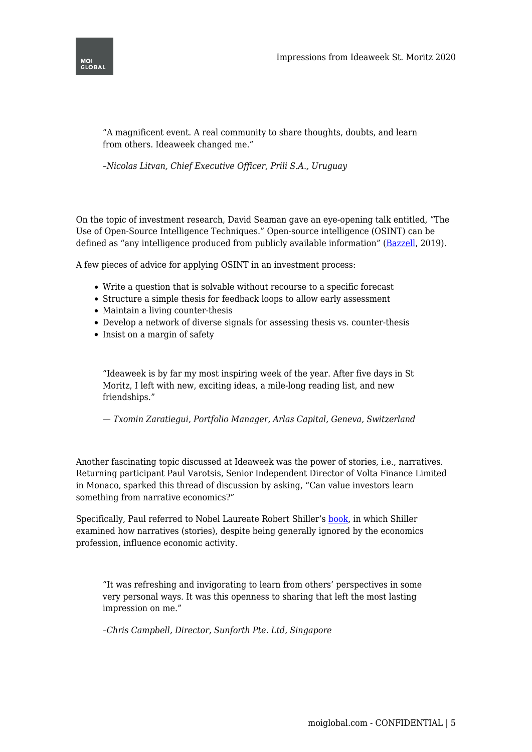> "A magnificent event. A real community to share thoughts, doubts, and learn from others. Ideaweek changed me."
>
> *–Nicolas Litvan, Chief Executive Officer, Prili S.A., Uruguay*

On the topic of investment research, David Seaman gave an eye-opening talk entitled, "The Use of Open-Source Intelligence Techniques." Open-source intelligence (OSINT) can be defined as "any intelligence produced from publicly available information" (Bazzell, 2019).

A few pieces of advice for applying OSINT in an investment process:

- Write a question that is solvable without recourse to a specific forecast
- Structure a simple thesis for feedback loops to allow early assessment
- Maintain a living counter-thesis
- Develop a network of diverse signals for assessing thesis vs. counter-thesis
- Insist on a margin of safety

> "Ideaweek is by far my most inspiring week of the year. After five days in St Moritz, I left with new, exciting ideas, a mile-long reading list, and new friendships."
>
> *— Txomin Zaratiegui, Portfolio Manager, Arlas Capital, Geneva, Switzerland*

Another fascinating topic discussed at Ideaweek was the power of stories, i.e., narratives. Returning participant Paul Varotsis, Senior Independent Director of Volta Finance Limited in Monaco, sparked this thread of discussion by asking, "Can value investors learn something from narrative economics?"

Specifically, Paul referred to Nobel Laureate Robert Shiller's book, in which Shiller examined how narratives (stories), despite being generally ignored by the economics profession, influence economic activity.

> "It was refreshing and invigorating to learn from others' perspectives in some very personal ways. It was this openness to sharing that left the most lasting impression on me."
>
> *–Chris Campbell, Director, Sunforth Pte. Ltd, Singapore*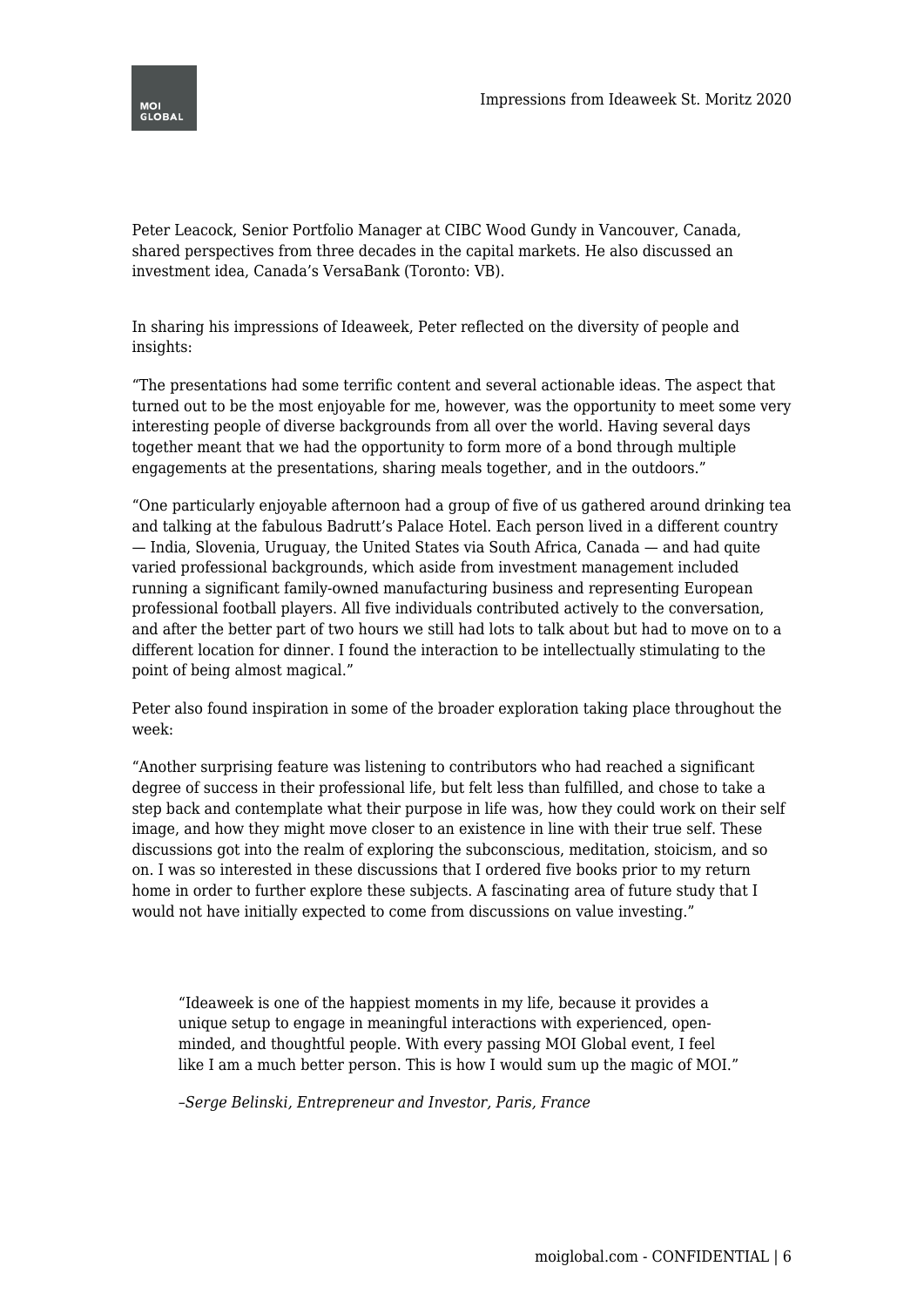Peter Leacock, Senior Portfolio Manager at CIBC Wood Gundy in Vancouver, Canada, shared perspectives from three decades in the capital markets. He also discussed an investment idea, Canada's VersaBank (Toronto: VB).

In sharing his impressions of Ideaweek, Peter reflected on the diversity of people and insights:

"The presentations had some terrific content and several actionable ideas. The aspect that turned out to be the most enjoyable for me, however, was the opportunity to meet some very interesting people of diverse backgrounds from all over the world. Having several days together meant that we had the opportunity to form more of a bond through multiple engagements at the presentations, sharing meals together, and in the outdoors."

"One particularly enjoyable afternoon had a group of five of us gathered around drinking tea and talking at the fabulous Badrutt's Palace Hotel. Each person lived in a different country — India, Slovenia, Uruguay, the United States via South Africa, Canada — and had quite varied professional backgrounds, which aside from investment management included running a significant family-owned manufacturing business and representing European professional football players. All five individuals contributed actively to the conversation, and after the better part of two hours we still had lots to talk about but had to move on to a different location for dinner. I found the interaction to be intellectually stimulating to the point of being almost magical."

Peter also found inspiration in some of the broader exploration taking place throughout the week:

"Another surprising feature was listening to contributors who had reached a significant degree of success in their professional life, but felt less than fulfilled, and chose to take a step back and contemplate what their purpose in life was, how they could work on their self image, and how they might move closer to an existence in line with their true self. These discussions got into the realm of exploring the subconscious, meditation, stoicism, and so on. I was so interested in these discussions that I ordered five books prior to my return home in order to further explore these subjects. A fascinating area of future study that I would not have initially expected to come from discussions on value investing."

> "Ideaweek is one of the happiest moments in my life, because it provides a unique setup to engage in meaningful interactions with experienced, open-minded, and thoughtful people. With every passing MOI Global event, I feel like I am a much better person. This is how I would sum up the magic of MOI."
>
> *–Serge Belinski, Entrepreneur and Investor, Paris, France*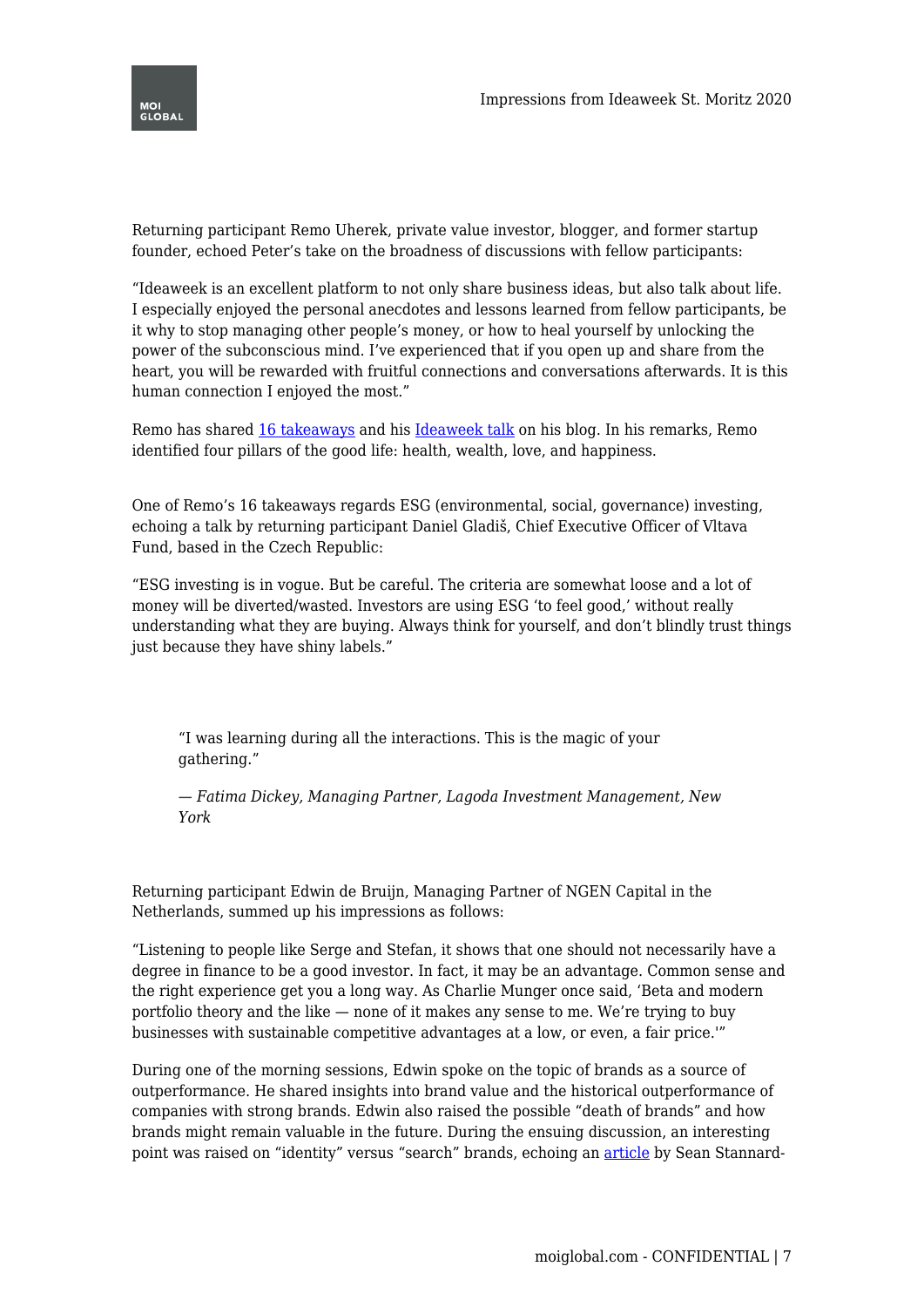Returning participant Remo Uherek, private value investor, blogger, and former startup founder, echoed Peter's take on the broadness of discussions with fellow participants:

"Ideaweek is an excellent platform to not only share business ideas, but also talk about life. I especially enjoyed the personal anecdotes and lessons learned from fellow participants, be it why to stop managing other people's money, or how to heal yourself by unlocking the power of the subconscious mind. I've experienced that if you open up and share from the heart, you will be rewarded with fruitful connections and conversations afterwards. It is this human connection I enjoyed the most."

Remo has shared 16 takeaways and his Ideaweek talk on his blog. In his remarks, Remo identified four pillars of the good life: health, wealth, love, and happiness.

One of Remo's 16 takeaways regards ESG (environmental, social, governance) investing, echoing a talk by returning participant Daniel Gladiš, Chief Executive Officer of Vltava Fund, based in the Czech Republic:

"ESG investing is in vogue. But be careful. The criteria are somewhat loose and a lot of money will be diverted/wasted. Investors are using ESG 'to feel good,' without really understanding what they are buying. Always think for yourself, and don't blindly trust things just because they have shiny labels."

> "I was learning during all the interactions. This is the magic of your gathering."
>
> — *Fatima Dickey, Managing Partner, Lagoda Investment Management, New York*

Returning participant Edwin de Bruijn, Managing Partner of NGEN Capital in the Netherlands, summed up his impressions as follows:

"Listening to people like Serge and Stefan, it shows that one should not necessarily have a degree in finance to be a good investor. In fact, it may be an advantage. Common sense and the right experience get you a long way. As Charlie Munger once said, 'Beta and modern portfolio theory and the like — none of it makes any sense to me. We're trying to buy businesses with sustainable competitive advantages at a low, or even, a fair price.'"

During one of the morning sessions, Edwin spoke on the topic of brands as a source of outperformance. He shared insights into brand value and the historical outperformance of companies with strong brands. Edwin also raised the possible "death of brands" and how brands might remain valuable in the future. During the ensuing discussion, an interesting point was raised on "identity" versus "search" brands, echoing an article by Sean Stannard-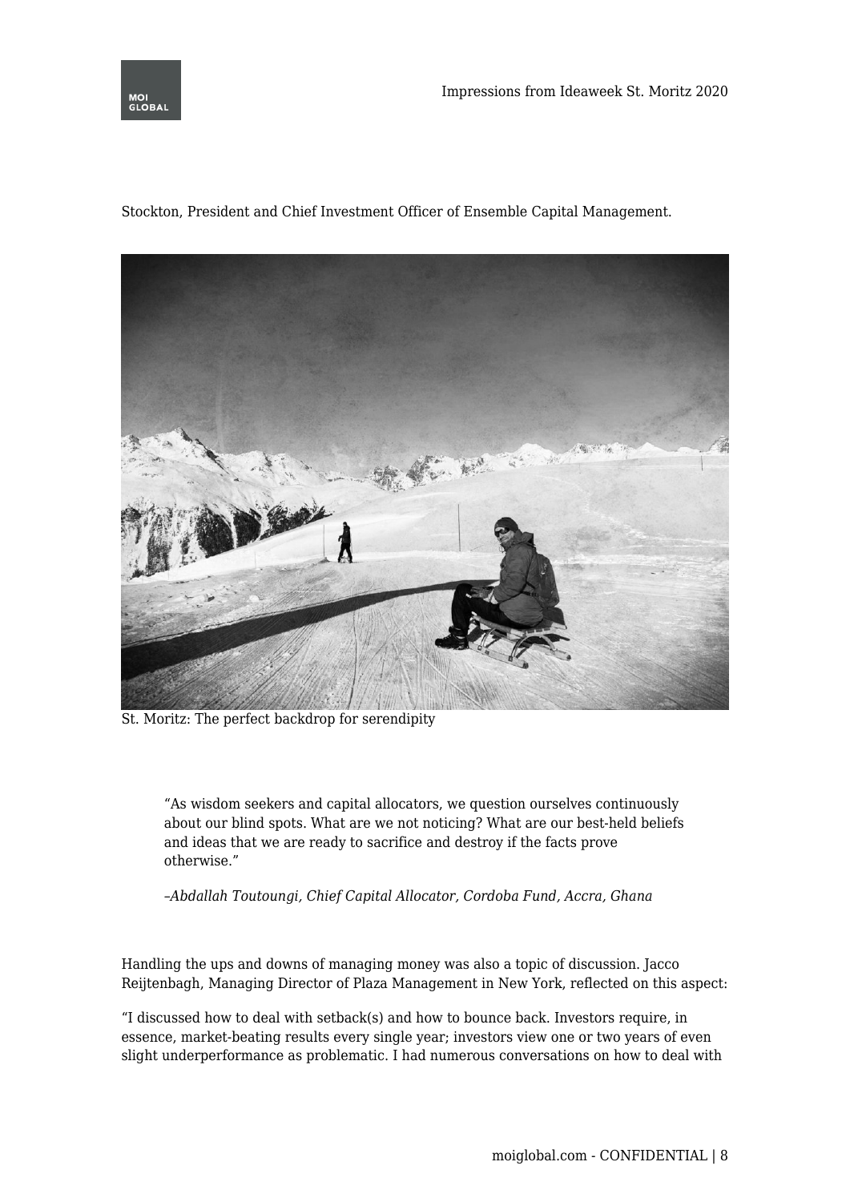Stockton, President and Chief Investment Officer of Ensemble Capital Management.

St. Moritz: The perfect backdrop for serendipity

> "As wisdom seekers and capital allocators, we question ourselves continuously about our blind spots. What are we not noticing? What are our best-held beliefs and ideas that we are ready to sacrifice and destroy if the facts prove otherwise."
>
> *–Abdallah Toutoungi, Chief Capital Allocator, Cordoba Fund, Accra, Ghana*

Handling the ups and downs of managing money was also a topic of discussion. Jacco Reijtenbagh, Managing Director of Plaza Management in New York, reflected on this aspect:

"I discussed how to deal with setback(s) and how to bounce back. Investors require, in essence, market-beating results every single year; investors view one or two years of even slight underperformance as problematic. I had numerous conversations on how to deal with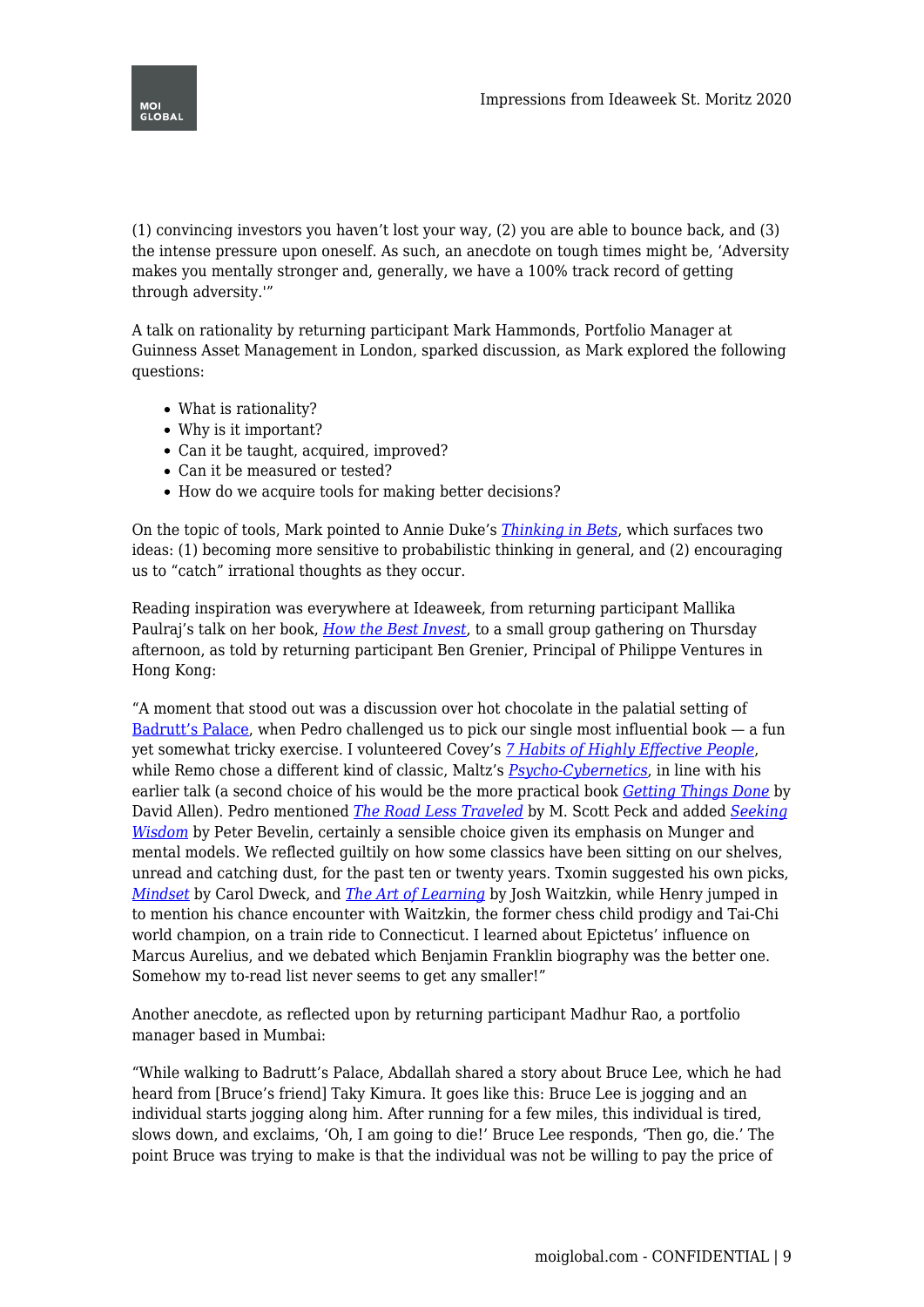(1) convincing investors you haven't lost your way, (2) you are able to bounce back, and (3) the intense pressure upon oneself. As such, an anecdote on tough times might be, 'Adversity makes you mentally stronger and, generally, we have a 100% track record of getting through adversity.'"

A talk on rationality by returning participant Mark Hammonds, Portfolio Manager at Guinness Asset Management in London, sparked discussion, as Mark explored the following questions:

- What is rationality?
- Why is it important?
- Can it be taught, acquired, improved?
- Can it be measured or tested?
- How do we acquire tools for making better decisions?

On the topic of tools, Mark pointed to Annie Duke's *Thinking in Bets*, which surfaces two ideas: (1) becoming more sensitive to probabilistic thinking in general, and (2) encouraging us to "catch" irrational thoughts as they occur.

Reading inspiration was everywhere at Ideaweek, from returning participant Mallika Paulraj's talk on her book, *How the Best Invest*, to a small group gathering on Thursday afternoon, as told by returning participant Ben Grenier, Principal of Philippe Ventures in Hong Kong:

"A moment that stood out was a discussion over hot chocolate in the palatial setting of Badrutt's Palace, when Pedro challenged us to pick our single most influential book — a fun yet somewhat tricky exercise. I volunteered Covey's *7 Habits of Highly Effective People*, while Remo chose a different kind of classic, Maltz's *Psycho-Cybernetics*, in line with his earlier talk (a second choice of his would be the more practical book *Getting Things Done* by David Allen). Pedro mentioned *The Road Less Traveled* by M. Scott Peck and added *Seeking Wisdom* by Peter Bevelin, certainly a sensible choice given its emphasis on Munger and mental models. We reflected guiltily on how some classics have been sitting on our shelves, unread and catching dust, for the past ten or twenty years. Txomin suggested his own picks, *Mindset* by Carol Dweck, and *The Art of Learning* by Josh Waitzkin, while Henry jumped in to mention his chance encounter with Waitzkin, the former chess child prodigy and Tai-Chi world champion, on a train ride to Connecticut. I learned about Epictetus' influence on Marcus Aurelius, and we debated which Benjamin Franklin biography was the better one. Somehow my to-read list never seems to get any smaller!"

Another anecdote, as reflected upon by returning participant Madhur Rao, a portfolio manager based in Mumbai:

"While walking to Badrutt's Palace, Abdallah shared a story about Bruce Lee, which he had heard from [Bruce's friend] Taky Kimura. It goes like this: Bruce Lee is jogging and an individual starts jogging along him. After running for a few miles, this individual is tired, slows down, and exclaims, 'Oh, I am going to die!' Bruce Lee responds, 'Then go, die.' The point Bruce was trying to make is that the individual was not be willing to pay the price of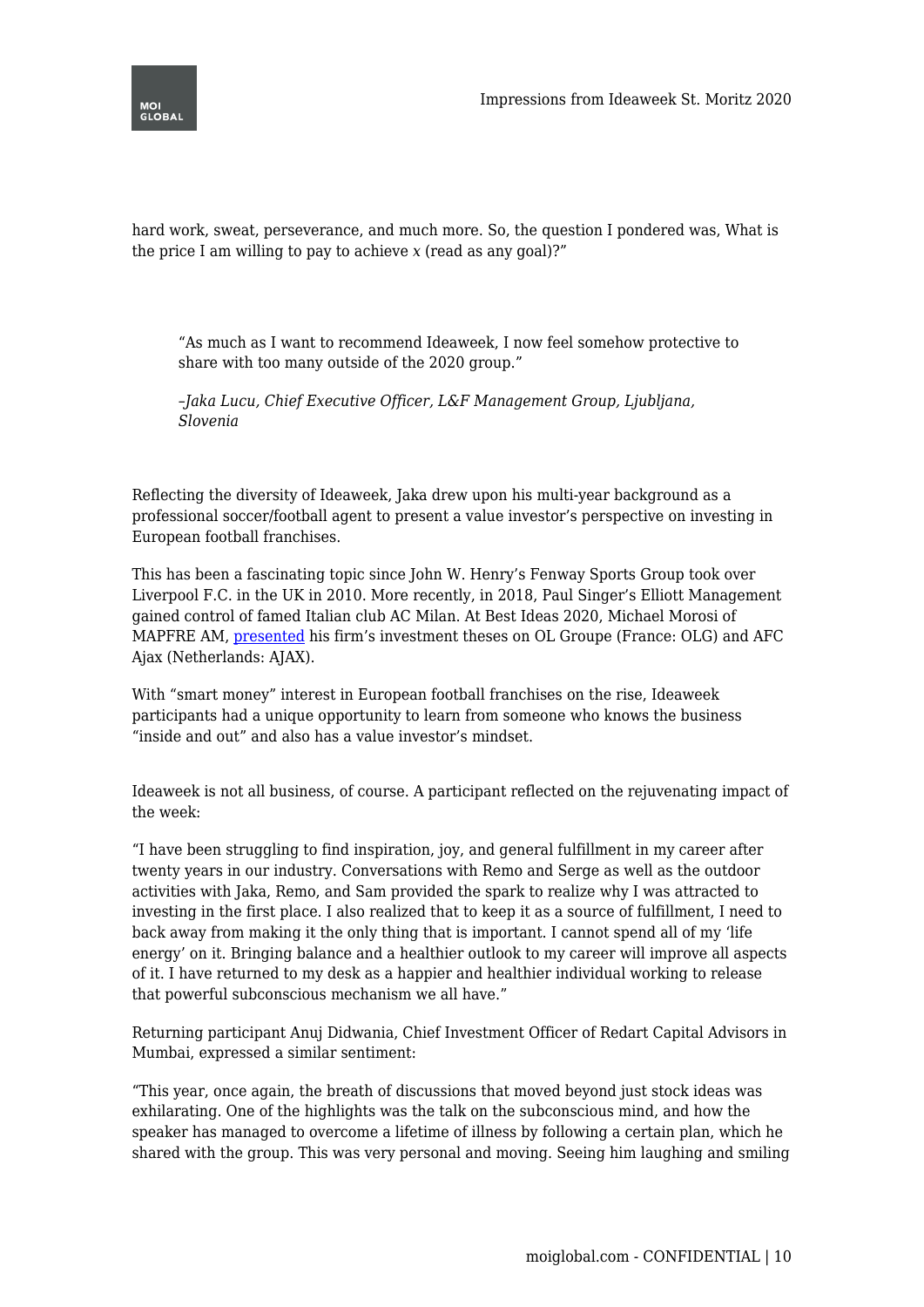hard work, sweat, perseverance, and much more. So, the question I pondered was, What is the price I am willing to pay to achieve *x* (read as any goal)?"

> "As much as I want to recommend Ideaweek, I now feel somehow protective to share with too many outside of the 2020 group."
>
> *–Jaka Lucu, Chief Executive Officer, L&F Management Group, Ljubljana, Slovenia*

Reflecting the diversity of Ideaweek, Jaka drew upon his multi-year background as a professional soccer/football agent to present a value investor's perspective on investing in European football franchises.

This has been a fascinating topic since John W. Henry's Fenway Sports Group took over Liverpool F.C. in the UK in 2010. More recently, in 2018, Paul Singer's Elliott Management gained control of famed Italian club AC Milan. At Best Ideas 2020, Michael Morosi of MAPFRE AM, presented his firm's investment theses on OL Groupe (France: OLG) and AFC Ajax (Netherlands: AJAX).

With "smart money" interest in European football franchises on the rise, Ideaweek participants had a unique opportunity to learn from someone who knows the business "inside and out" and also has a value investor's mindset.

Ideaweek is not all business, of course. A participant reflected on the rejuvenating impact of the week:

"I have been struggling to find inspiration, joy, and general fulfillment in my career after twenty years in our industry. Conversations with Remo and Serge as well as the outdoor activities with Jaka, Remo, and Sam provided the spark to realize why I was attracted to investing in the first place. I also realized that to keep it as a source of fulfillment, I need to back away from making it the only thing that is important. I cannot spend all of my 'life energy' on it. Bringing balance and a healthier outlook to my career will improve all aspects of it. I have returned to my desk as a happier and healthier individual working to release that powerful subconscious mechanism we all have."

Returning participant Anuj Didwania, Chief Investment Officer of Redart Capital Advisors in Mumbai, expressed a similar sentiment:

"This year, once again, the breath of discussions that moved beyond just stock ideas was exhilarating. One of the highlights was the talk on the subconscious mind, and how the speaker has managed to overcome a lifetime of illness by following a certain plan, which he shared with the group. This was very personal and moving. Seeing him laughing and smiling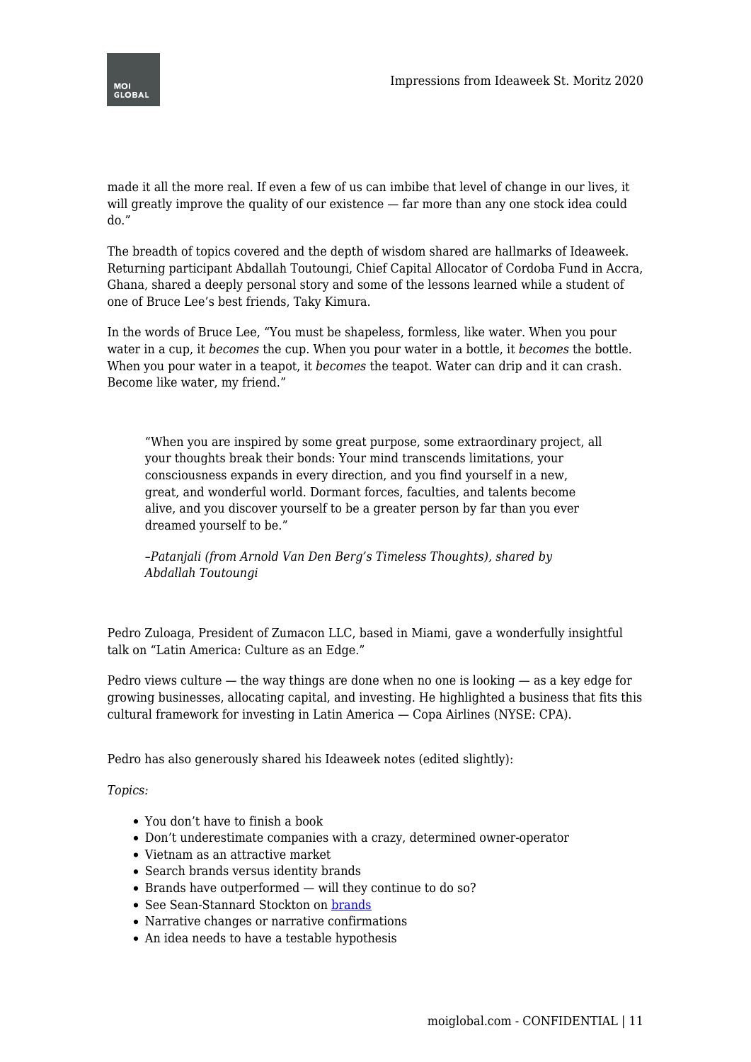made it all the more real. If even a few of us can imbibe that level of change in our lives, it will greatly improve the quality of our existence — far more than any one stock idea could do."

The breadth of topics covered and the depth of wisdom shared are hallmarks of Ideaweek. Returning participant Abdallah Toutoungi, Chief Capital Allocator of Cordoba Fund in Accra, Ghana, shared a deeply personal story and some of the lessons learned while a student of one of Bruce Lee's best friends, Taky Kimura.

In the words of Bruce Lee, "You must be shapeless, formless, like water. When you pour water in a cup, it *becomes* the cup. When you pour water in a bottle, it *becomes* the bottle. When you pour water in a teapot, it *becomes* the teapot. Water can drip and it can crash. Become like water, my friend."

> "When you are inspired by some great purpose, some extraordinary project, all your thoughts break their bonds: Your mind transcends limitations, your consciousness expands in every direction, and you find yourself in a new, great, and wonderful world. Dormant forces, faculties, and talents become alive, and you discover yourself to be a greater person by far than you ever dreamed yourself to be."
>
> *–Patanjali (from Arnold Van Den Berg's Timeless Thoughts), shared by Abdallah Toutoungi*

Pedro Zuloaga, President of Zumacon LLC, based in Miami, gave a wonderfully insightful talk on "Latin America: Culture as an Edge."

Pedro views culture — the way things are done when no one is looking — as a key edge for growing businesses, allocating capital, and investing. He highlighted a business that fits this cultural framework for investing in Latin America — Copa Airlines (NYSE: CPA).

Pedro has also generously shared his Ideaweek notes (edited slightly):

*Topics:*

- You don't have to finish a book
- Don't underestimate companies with a crazy, determined owner-operator
- Vietnam as an attractive market
- Search brands versus identity brands
- Brands have outperformed — will they continue to do so?
- See Sean-Stannard Stockton on brands
- Narrative changes or narrative confirmations
- An idea needs to have a testable hypothesis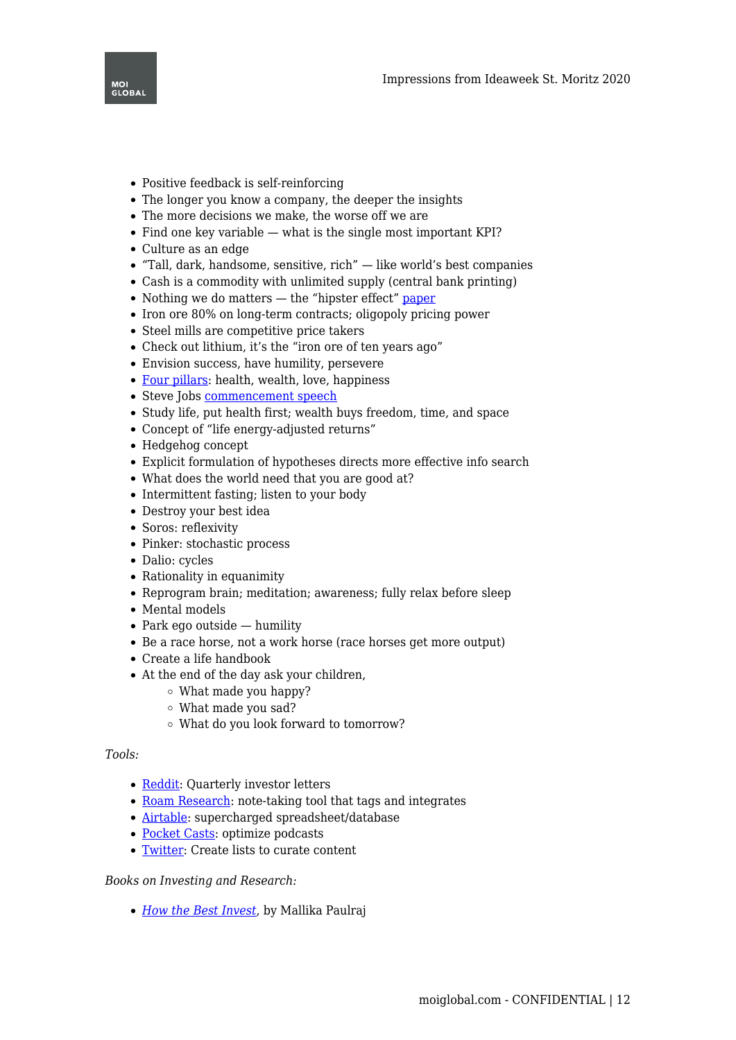- Positive feedback is self-reinforcing
- The longer you know a company, the deeper the insights
- The more decisions we make, the worse off we are
- Find one key variable — what is the single most important KPI?
- Culture as an edge
- "Tall, dark, handsome, sensitive, rich" — like world's best companies
- Cash is a commodity with unlimited supply (central bank printing)
- Nothing we do matters — the "hipster effect" paper
- Iron ore 80% on long-term contracts; oligopoly pricing power
- Steel mills are competitive price takers
- Check out lithium, it's the "iron ore of ten years ago"
- Envision success, have humility, persevere
- Four pillars: health, wealth, love, happiness
- Steve Jobs commencement speech
- Study life, put health first; wealth buys freedom, time, and space
- Concept of "life energy-adjusted returns"
- Hedgehog concept
- Explicit formulation of hypotheses directs more effective info search
- What does the world need that you are good at?
- Intermittent fasting; listen to your body
- Destroy your best idea
- Soros: reflexivity
- Pinker: stochastic process
- Dalio: cycles
- Rationality in equanimity
- Reprogram brain; meditation; awareness; fully relax before sleep
- Mental models
- Park ego outside — humility
- Be a race horse, not a work horse (race horses get more output)
- Create a life handbook
- At the end of the day ask your children,
    - What made you happy?
    - What made you sad?
    - What do you look forward to tomorrow?

*Tools:*

- Reddit: Quarterly investor letters
- Roam Research: note-taking tool that tags and integrates
- Airtable: supercharged spreadsheet/database
- Pocket Casts: optimize podcasts
- Twitter: Create lists to curate content

*Books on Investing and Research:*

- *How the Best Invest*, by Mallika Paulraj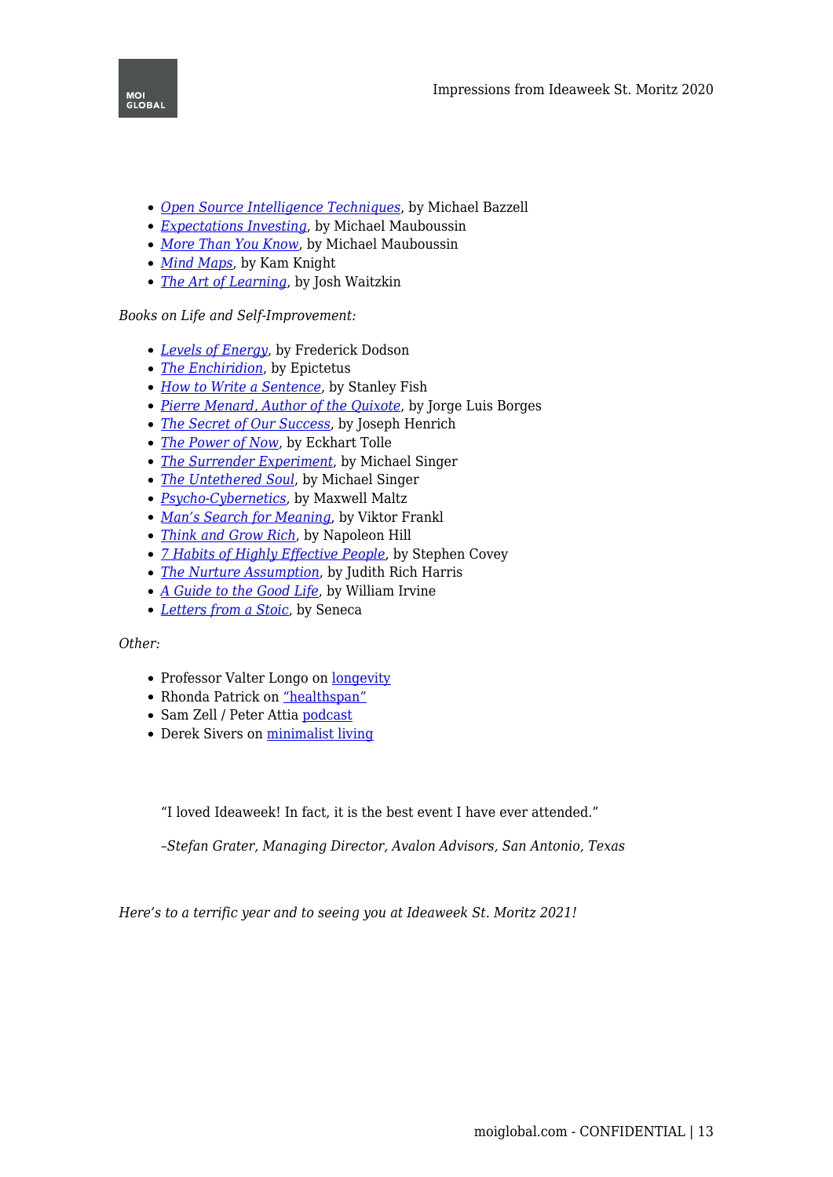- *Open Source Intelligence Techniques*, by Michael Bazzell
- *Expectations Investing*, by Michael Mauboussin
- *More Than You Know*, by Michael Mauboussin
- *Mind Maps*, by Kam Knight
- *The Art of Learning*, by Josh Waitzkin

*Books on Life and Self-Improvement:*

- *Levels of Energy*, by Frederick Dodson
- *The Enchiridion*, by Epictetus
- *How to Write a Sentence*, by Stanley Fish
- *Pierre Menard, Author of the Quixote*, by Jorge Luis Borges
- *The Secret of Our Success*, by Joseph Henrich
- *The Power of Now*, by Eckhart Tolle
- *The Surrender Experiment*, by Michael Singer
- *The Untethered Soul*, by Michael Singer
- *Psycho-Cybernetics*, by Maxwell Maltz
- *Man's Search for Meaning*, by Viktor Frankl
- *Think and Grow Rich*, by Napoleon Hill
- *7 Habits of Highly Effective People*, by Stephen Covey
- *The Nurture Assumption*, by Judith Rich Harris
- *A Guide to the Good Life*, by William Irvine
- *Letters from a Stoic*, by Seneca

*Other:*

- Professor Valter Longo on longevity
- Rhonda Patrick on "healthspan"
- Sam Zell / Peter Attia podcast
- Derek Sivers on minimalist living

> "I loved Ideaweek! In fact, it is the best event I have ever attended."
>
> *–Stefan Grater, Managing Director, Avalon Advisors, San Antonio, Texas*

*Here's to a terrific year and to seeing you at Ideaweek St. Moritz 2021!*